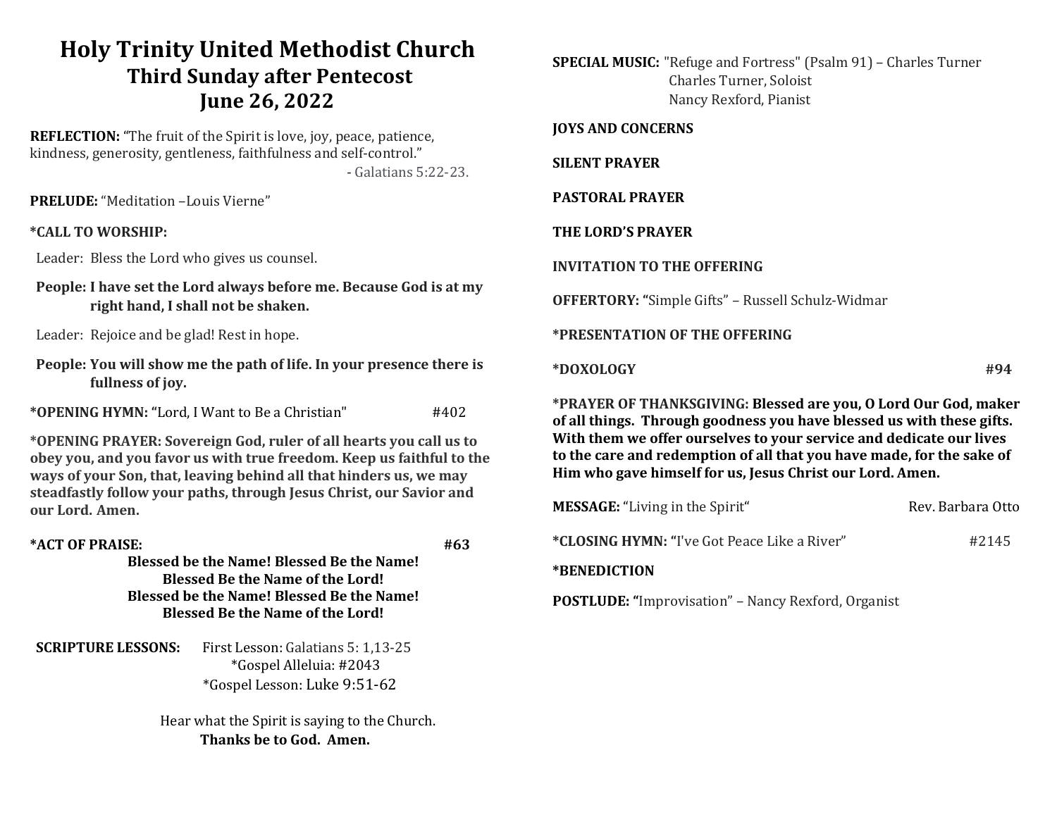# Holy Trinity United Methodist Church
## Third Sunday after Pentecost
## June 26, 2022

**REFLECTION:** "The fruit of the Spirit is love, joy, peace, patience, kindness, generosity, gentleness, faithfulness and self-control."
- Galatians 5:22-23.

**PRELUDE:** "Meditation –Louis Vierne"

**\*CALL TO WORSHIP:**

Leader: Bless the Lord who gives us counsel.

**People: I have set the Lord always before me. Because God is at my right hand, I shall not be shaken.**

Leader: Rejoice and be glad! Rest in hope.

**People: You will show me the path of life. In your presence there is fullness of joy.**

**\*OPENING HYMN:** "Lord, I Want to Be a Christian" #402

**\*OPENING PRAYER: Sovereign God, ruler of all hearts you call us to obey you, and you favor us with true freedom. Keep us faithful to the ways of your Son, that, leaving behind all that hinders us, we may steadfastly follow your paths, through Jesus Christ, our Savior and our Lord. Amen.**

**\*ACT OF PRAISE:** **#63**

**Blessed be the Name! Blessed Be the Name!**
**Blessed Be the Name of the Lord!**
**Blessed be the Name! Blessed Be the Name!**
**Blessed Be the Name of the Lord!**

**SCRIPTURE LESSONS:** First Lesson: Galatians 5: 1,13-25
\*Gospel Alleluia: #2043
\*Gospel Lesson: Luke 9:51-62

Hear what the Spirit is saying to the Church.
**Thanks be to God. Amen.**

**SPECIAL MUSIC:** "Refuge and Fortress" (Psalm 91) – Charles Turner
Charles Turner, Soloist
Nancy Rexford, Pianist

**JOYS AND CONCERNS**

**SILENT PRAYER**

**PASTORAL PRAYER**

**THE LORD'S PRAYER**

**INVITATION TO THE OFFERING**

**OFFERTORY:** "Simple Gifts" – Russell Schulz-Widmar

**\*PRESENTATION OF THE OFFERING**

**\*DOXOLOGY** **#94**

**\*PRAYER OF THANKSGIVING: Blessed are you, O Lord Our God, maker of all things. Through goodness you have blessed us with these gifts. With them we offer ourselves to your service and dedicate our lives to the care and redemption of all that you have made, for the sake of Him who gave himself for us, Jesus Christ our Lord. Amen.**

**MESSAGE:** "Living in the Spirit" Rev. Barbara Otto

**\*CLOSING HYMN:** "I've Got Peace Like a River" #2145

**\*BENEDICTION**

**POSTLUDE:** "Improvisation" – Nancy Rexford, Organist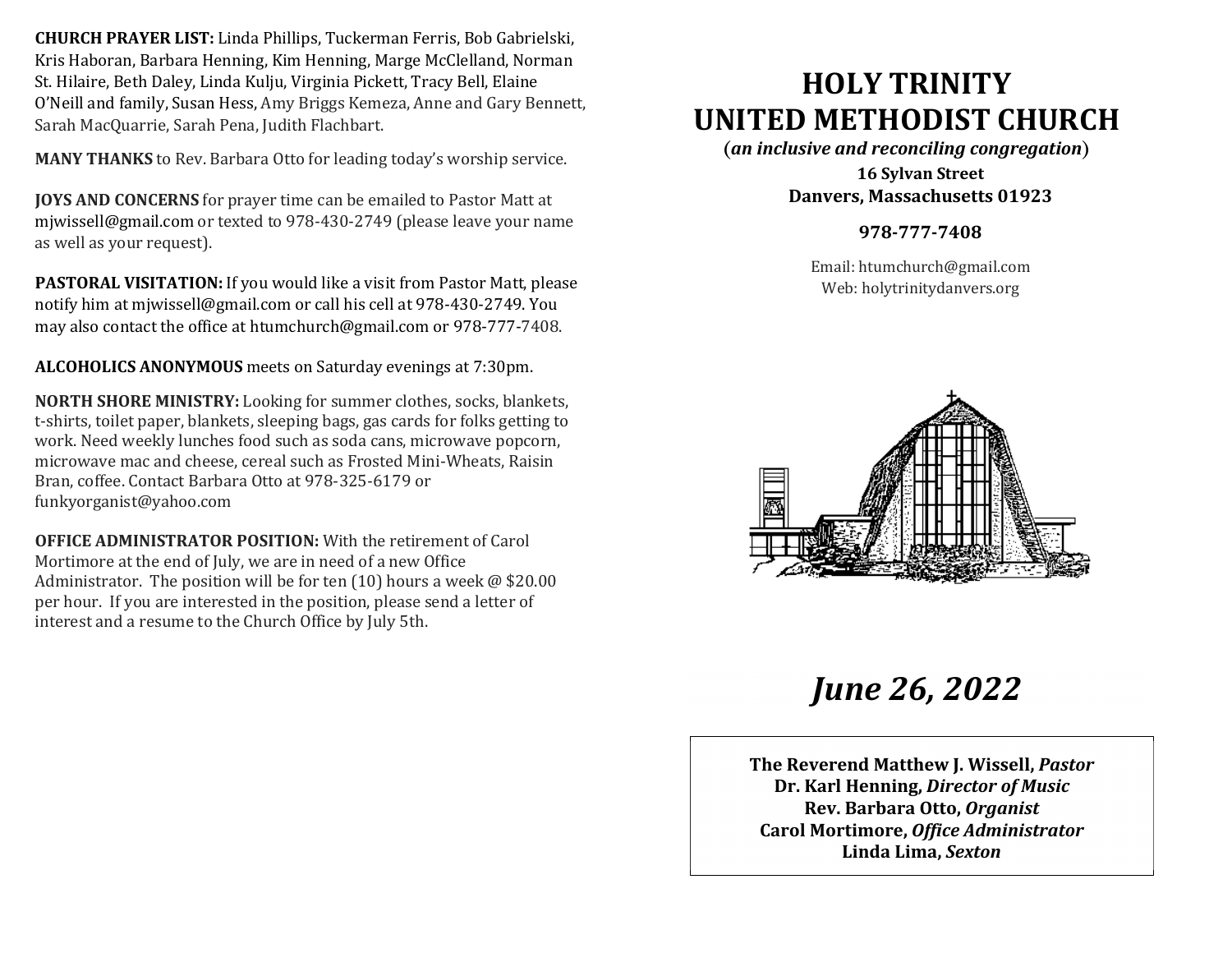**CHURCH PRAYER LIST:** Linda Phillips, Tuckerman Ferris, Bob Gabrielski, Kris Haboran, Barbara Henning, Kim Henning, Marge McClelland, Norman St. Hilaire, Beth Daley, Linda Kulju, Virginia Pickett, Tracy Bell, Elaine O'Neill and family, Susan Hess, Amy Briggs Kemeza, Anne and Gary Bennett, Sarah MacQuarrie, Sarah Pena, Judith Flachbart.

**MANY THANKS** to Rev. Barbara Otto for leading today's worship service.

**JOYS AND CONCERNS** for prayer time can be emailed to Pastor Matt at mjwissell@gmail.com or texted to 978-430-2749 (please leave your name as well as your request).

**PASTORAL VISITATION:** If you would like a visit from Pastor Matt, please notify him at mjwissell@gmail.com or call his cell at 978-430-2749. You may also contact the office at htumchurch@gmail.com or 978-777-7408.

**ALCOHOLICS ANONYMOUS** meets on Saturday evenings at 7:30pm.

**NORTH SHORE MINISTRY:** Looking for summer clothes, socks, blankets, t-shirts, toilet paper, blankets, sleeping bags, gas cards for folks getting to work. Need weekly lunches food such as soda cans, microwave popcorn, microwave mac and cheese, cereal such as Frosted Mini-Wheats, Raisin Bran, coffee. Contact Barbara Otto at 978-325-6179 or funkyorganist@yahoo.com

**OFFICE ADMINISTRATOR POSITION:** With the retirement of Carol Mortimore at the end of July, we are in need of a new Office Administrator. The position will be for ten (10) hours a week @ $20.00 per hour. If you are interested in the position, please send a letter of interest and a resume to the Church Office by July 5th.

# HOLY TRINITY UNITED METHODIST CHURCH

(***an inclusive and reconciling congregation***)

**16 Sylvan Street**
**Danvers, Massachusetts 01923**

**978-777-7408**

Email: htumchurch@gmail.com
Web: holytrinitydanvers.org

## *June 26, 2022*

**The Reverend Matthew J. Wissell, *Pastor***
**Dr. Karl Henning, *Director of Music***
**Rev. Barbara Otto, *Organist***
**Carol Mortimore, *Office Administrator***
**Linda Lima, *Sexton***